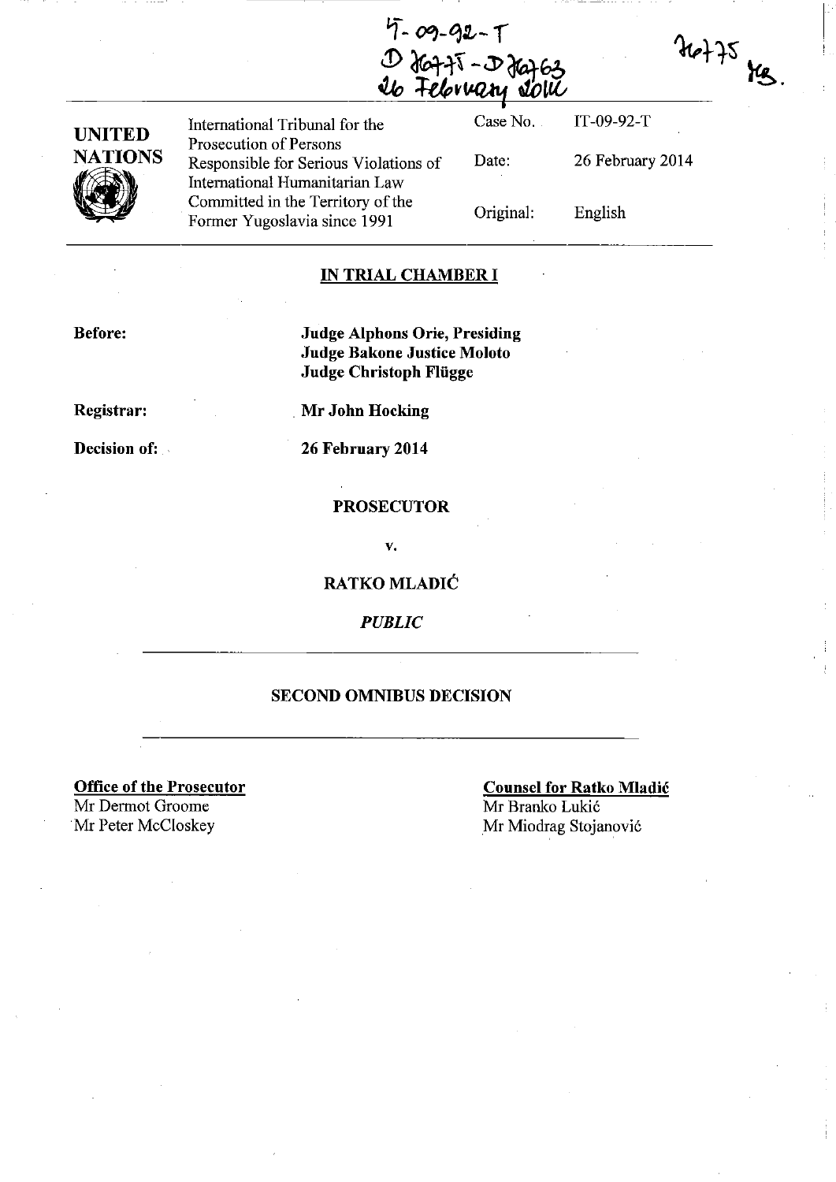IT-09-92-T
D 76775 - D 76763
26 February 2014

76775 MB.

| UNITED NATIONS | International Tribunal for the Prosecution of Persons Responsible for Serious Violations of International Humanitarian Law Committed in the Territory of the Former Yugoslavia since 1991 | Case No. | IT-09-92-T |
|---|---|---|---|
| | | Date: | 26 February 2014 |
| | | Original: | English |

**IN TRIAL CHAMBER I**

**Before:** **Judge Alphons Orie, Presiding**
**Judge Bakone Justice Moloto**
**Judge Christoph Flügge**

**Registrar:** **Mr John Hocking**

**Decision of:** **26 February 2014**

**PROSECUTOR**

**v.**

**RATKO MLADIĆ**

*PUBLIC*

**SECOND OMNIBUS DECISION**

**Office of the Prosecutor**
Mr Dermot Groome
Mr Peter McCloskey

**Counsel for Ratko Mladić**
Mr Branko Lukić
Mr Miodrag Stojanović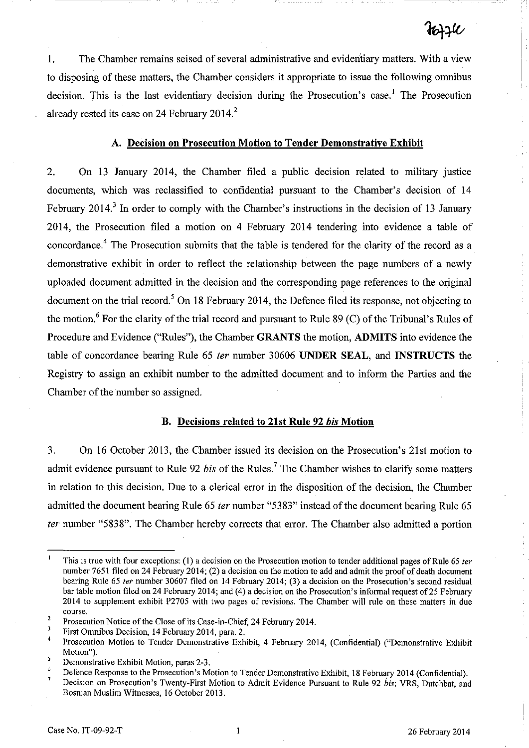1. The Chamber remains seised of several administrative and evidentiary matters. With a view to disposing of these matters, the Chamber considers it appropriate to issue the following omnibus decision. This is the last evidentiary decision during the Prosecution's case.[1] The Prosecution already rested its case on 24 February 2014.[2]

### A. Decision on Prosecution Motion to Tender Demonstrative Exhibit

2. On 13 January 2014, the Chamber filed a public decision related to military justice documents, which was reclassified to confidential pursuant to the Chamber's decision of 14 February 2014.[3] In order to comply with the Chamber's instructions in the decision of 13 January 2014, the Prosecution filed a motion on 4 February 2014 tendering into evidence a table of concordance.[4] The Prosecution submits that the table is tendered for the clarity of the record as a demonstrative exhibit in order to reflect the relationship between the page numbers of a newly uploaded document admitted in the decision and the corresponding page references to the original document on the trial record.[5] On 18 February 2014, the Defence filed its response, not objecting to the motion.[6] For the clarity of the trial record and pursuant to Rule 89 (C) of the Tribunal's Rules of Procedure and Evidence ("Rules"), the Chamber **GRANTS** the motion, **ADMITS** into evidence the table of concordance bearing Rule 65 *ter* number 30606 **UNDER SEAL**, and **INSTRUCTS** the Registry to assign an exhibit number to the admitted document and to inform the Parties and the Chamber of the number so assigned.

### B. Decisions related to 21st Rule 92 *bis* Motion

3. On 16 October 2013, the Chamber issued its decision on the Prosecution's 21st motion to admit evidence pursuant to Rule 92 *bis* of the Rules.[7] The Chamber wishes to clarify some matters in relation to this decision. Due to a clerical error in the disposition of the decision, the Chamber admitted the document bearing Rule 65 *ter* number "5383" instead of the document bearing Rule 65 *ter* number "5838". The Chamber hereby corrects that error. The Chamber also admitted a portion

---

[1] This is true with four exceptions: (1) a decision on the Prosecution motion to tender additional pages of Rule 65 *ter* number 7651 filed on 24 February 2014; (2) a decision on the motion to add and admit the proof of death document bearing Rule 65 *ter* number 30607 filed on 14 February 2014; (3) a decision on the Prosecution's second residual bar table motion filed on 24 February 2014; and (4) a decision on the Prosecution's informal request of 25 February 2014 to supplement exhibit P2705 with two pages of revisions. The Chamber will rule on these matters in due course.

[2] Prosecution Notice of the Close of its Case-in-Chief, 24 February 2014.

[3] First Omnibus Decision, 14 February 2014, para. 2.

[4] Prosecution Motion to Tender Demonstrative Exhibit, 4 February 2014, (Confidential) ("Demonstrative Exhibit Motion").

[5] Demonstrative Exhibit Motion, paras 2-3.

[6] Defence Response to the Prosecution's Motion to Tender Demonstrative Exhibit, 18 February 2014 (Confidential).

[7] Decision on Prosecution's Twenty-First Motion to Admit Evidence Pursuant to Rule 92 *bis*: VRS, Dutchbat, and Bosnian Muslim Witnesses, 16 October 2013.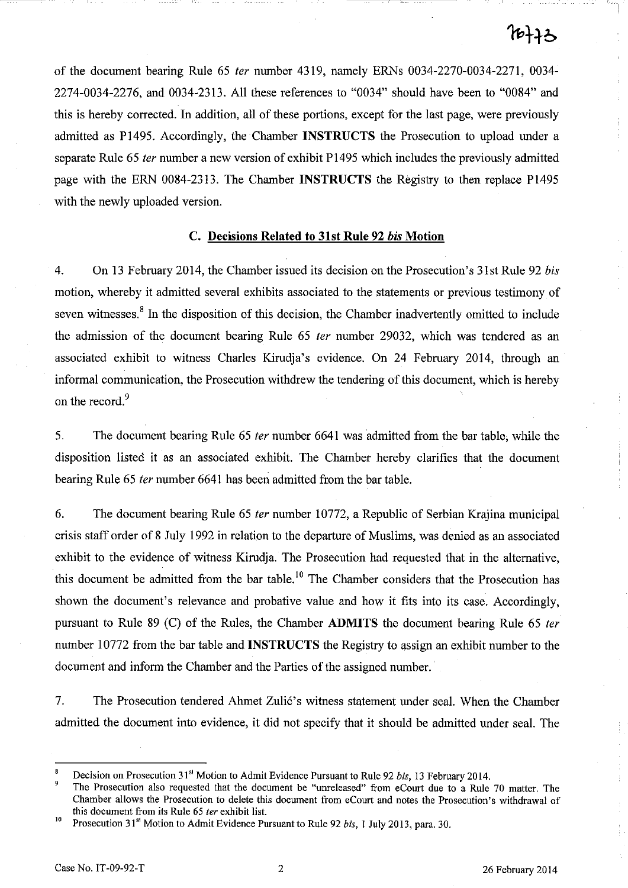of the document bearing Rule 65 *ter* number 4319, namely ERNs 0034-2270-0034-2271, 0034-2274-0034-2276, and 0034-2313. All these references to "0034" should have been to "0084" and this is hereby corrected. In addition, all of these portions, except for the last page, were previously admitted as P1495. Accordingly, the Chamber **INSTRUCTS** the Prosecution to upload under a separate Rule 65 *ter* number a new version of exhibit P1495 which includes the previously admitted page with the ERN 0084-2313. The Chamber **INSTRUCTS** the Registry to then replace P1495 with the newly uploaded version.

### C. Decisions Related to 31st Rule 92 *bis* Motion

4. On 13 February 2014, the Chamber issued its decision on the Prosecution's 31st Rule 92 *bis* motion, whereby it admitted several exhibits associated to the statements or previous testimony of seven witnesses.[8] In the disposition of this decision, the Chamber inadvertently omitted to include the admission of the document bearing Rule 65 *ter* number 29032, which was tendered as an associated exhibit to witness Charles Kirudja's evidence. On 24 February 2014, through an informal communication, the Prosecution withdrew the tendering of this document, which is hereby on the record.[9]

5. The document bearing Rule 65 *ter* number 6641 was admitted from the bar table, while the disposition listed it as an associated exhibit. The Chamber hereby clarifies that the document bearing Rule 65 *ter* number 6641 has been admitted from the bar table.

6. The document bearing Rule 65 *ter* number 10772, a Republic of Serbian Krajina municipal crisis staff order of 8 July 1992 in relation to the departure of Muslims, was denied as an associated exhibit to the evidence of witness Kirudja. The Prosecution had requested that in the alternative, this document be admitted from the bar table.[10] The Chamber considers that the Prosecution has shown the document's relevance and probative value and how it fits into its case. Accordingly, pursuant to Rule 89 (C) of the Rules, the Chamber **ADMITS** the document bearing Rule 65 *ter* number 10772 from the bar table and **INSTRUCTS** the Registry to assign an exhibit number to the document and inform the Chamber and the Parties of the assigned number.

7. The Prosecution tendered Ahmet Zulić's witness statement under seal. When the Chamber admitted the document into evidence, it did not specify that it should be admitted under seal. The

---

[8] Decision on Prosecution 31st Motion to Admit Evidence Pursuant to Rule 92 *bis*, 13 February 2014.

[9] The Prosecution also requested that the document be "unreleased" from eCourt due to a Rule 70 matter. The Chamber allows the Prosecution to delete this document from eCourt and notes the Prosecution's withdrawal of this document from its Rule 65 *ter* exhibit list.

[10] Prosecution 31st Motion to Admit Evidence Pursuant to Rule 92 *bis*, 1 July 2013, para. 30.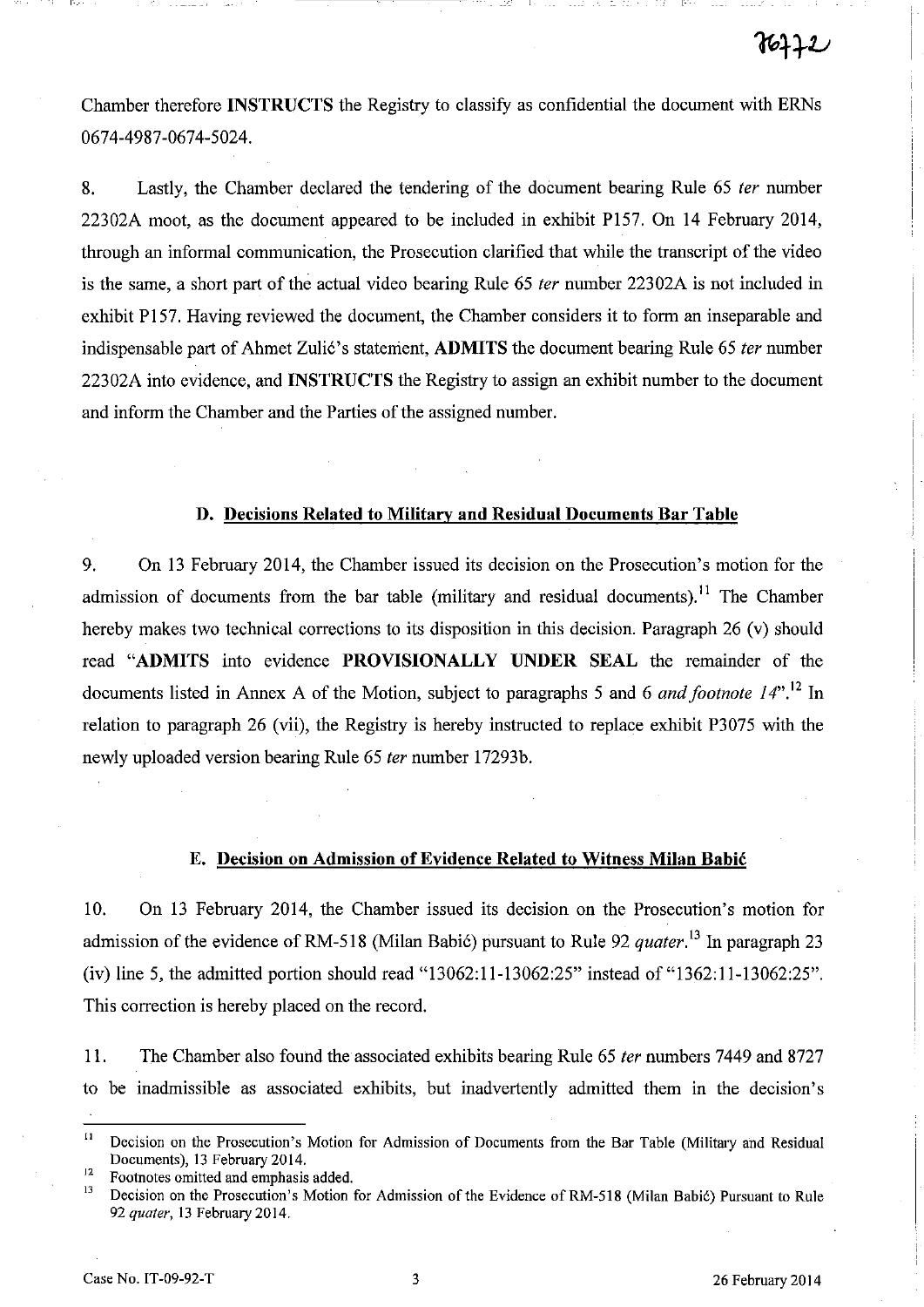Chamber therefore **INSTRUCTS** the Registry to classify as confidential the document with ERNs 0674-4987-0674-5024.

8. Lastly, the Chamber declared the tendering of the document bearing Rule 65 *ter* number 22302A moot, as the document appeared to be included in exhibit P157. On 14 February 2014, through an informal communication, the Prosecution clarified that while the transcript of the video is the same, a short part of the actual video bearing Rule 65 *ter* number 22302A is not included in exhibit P157. Having reviewed the document, the Chamber considers it to form an inseparable and indispensable part of Ahmet Zulić's statement, **ADMITS** the document bearing Rule 65 *ter* number 22302A into evidence, and **INSTRUCTS** the Registry to assign an exhibit number to the document and inform the Chamber and the Parties of the assigned number.

### D. Decisions Related to Military and Residual Documents Bar Table

9. On 13 February 2014, the Chamber issued its decision on the Prosecution's motion for the admission of documents from the bar table (military and residual documents).[11] The Chamber hereby makes two technical corrections to its disposition in this decision. Paragraph 26 (v) should read "**ADMITS** into evidence **PROVISIONALLY UNDER SEAL** the remainder of the documents listed in Annex A of the Motion, subject to paragraphs 5 and 6 *and footnote 14*".[12] In relation to paragraph 26 (vii), the Registry is hereby instructed to replace exhibit P3075 with the newly uploaded version bearing Rule 65 *ter* number 17293b.

### E. Decision on Admission of Evidence Related to Witness Milan Babić

10. On 13 February 2014, the Chamber issued its decision on the Prosecution's motion for admission of the evidence of RM-518 (Milan Babić) pursuant to Rule 92 *quater*.[13] In paragraph 23 (iv) line 5, the admitted portion should read "13062:11-13062:25" instead of "1362:11-13062:25". This correction is hereby placed on the record.

11. The Chamber also found the associated exhibits bearing Rule 65 *ter* numbers 7449 and 8727 to be inadmissible as associated exhibits, but inadvertently admitted them in the decision's

---

[11] Decision on the Prosecution's Motion for Admission of Documents from the Bar Table (Military and Residual Documents), 13 February 2014.

[12] Footnotes omitted and emphasis added.

[13] Decision on the Prosecution's Motion for Admission of the Evidence of RM-518 (Milan Babić) Pursuant to Rule 92 *quater*, 13 February 2014.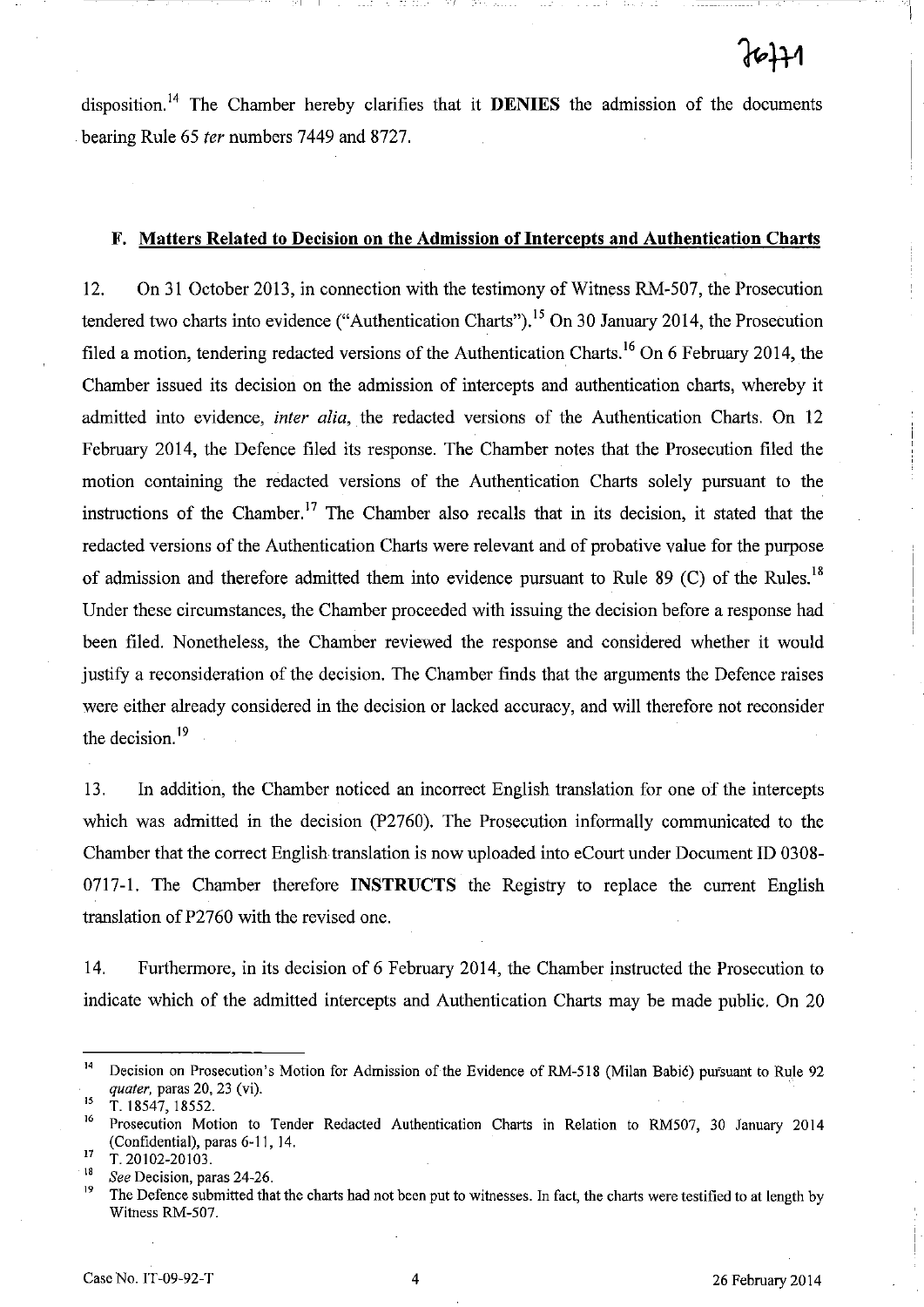disposition.[14] The Chamber hereby clarifies that it **DENIES** the admission of the documents bearing Rule 65 *ter* numbers 7449 and 8727.

### F. Matters Related to Decision on the Admission of Intercepts and Authentication Charts

12. On 31 October 2013, in connection with the testimony of Witness RM-507, the Prosecution tendered two charts into evidence ("Authentication Charts").[15] On 30 January 2014, the Prosecution filed a motion, tendering redacted versions of the Authentication Charts.[16] On 6 February 2014, the Chamber issued its decision on the admission of intercepts and authentication charts, whereby it admitted into evidence, *inter alia*, the redacted versions of the Authentication Charts. On 12 February 2014, the Defence filed its response. The Chamber notes that the Prosecution filed the motion containing the redacted versions of the Authentication Charts solely pursuant to the instructions of the Chamber.[17] The Chamber also recalls that in its decision, it stated that the redacted versions of the Authentication Charts were relevant and of probative value for the purpose of admission and therefore admitted them into evidence pursuant to Rule 89 (C) of the Rules.[18] Under these circumstances, the Chamber proceeded with issuing the decision before a response had been filed. Nonetheless, the Chamber reviewed the response and considered whether it would justify a reconsideration of the decision. The Chamber finds that the arguments the Defence raises were either already considered in the decision or lacked accuracy, and will therefore not reconsider the decision.[19]

13. In addition, the Chamber noticed an incorrect English translation for one of the intercepts which was admitted in the decision (P2760). The Prosecution informally communicated to the Chamber that the correct English translation is now uploaded into eCourt under Document ID 0308-0717-1. The Chamber therefore **INSTRUCTS** the Registry to replace the current English translation of P2760 with the revised one.

14. Furthermore, in its decision of 6 February 2014, the Chamber instructed the Prosecution to indicate which of the admitted intercepts and Authentication Charts may be made public. On 20

---

[14] Decision on Prosecution's Motion for Admission of the Evidence of RM-518 (Milan Babić) pursuant to Rule 92 *quater*, paras 20, 23 (vi).

[15] T. 18547, 18552.

[16] Prosecution Motion to Tender Redacted Authentication Charts in Relation to RM507, 30 January 2014 (Confidential), paras 6-11, 14.

[17] T. 20102-20103.

[18] *See* Decision, paras 24-26.

[19] The Defence submitted that the charts had not been put to witnesses. In fact, the charts were testified to at length by Witness RM-507.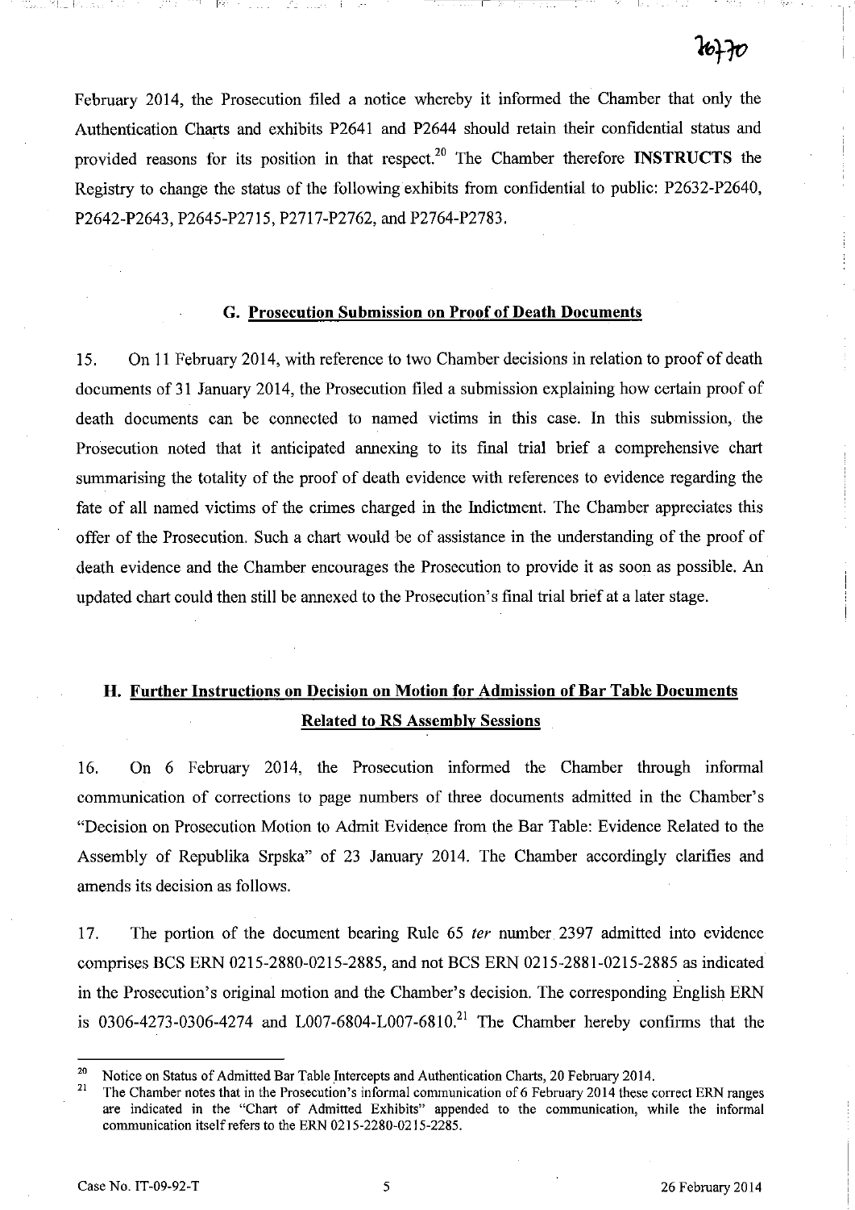February 2014, the Prosecution filed a notice whereby it informed the Chamber that only the Authentication Charts and exhibits P2641 and P2644 should retain their confidential status and provided reasons for its position in that respect.[20] The Chamber therefore **INSTRUCTS** the Registry to change the status of the following exhibits from confidential to public: P2632-P2640, P2642-P2643, P2645-P2715, P2717-P2762, and P2764-P2783.

### G. Prosecution Submission on Proof of Death Documents

15. On 11 February 2014, with reference to two Chamber decisions in relation to proof of death documents of 31 January 2014, the Prosecution filed a submission explaining how certain proof of death documents can be connected to named victims in this case. In this submission, the Prosecution noted that it anticipated annexing to its final trial brief a comprehensive chart summarising the totality of the proof of death evidence with references to evidence regarding the fate of all named victims of the crimes charged in the Indictment. The Chamber appreciates this offer of the Prosecution. Such a chart would be of assistance in the understanding of the proof of death evidence and the Chamber encourages the Prosecution to provide it as soon as possible. An updated chart could then still be annexed to the Prosecution's final trial brief at a later stage.

### H. Further Instructions on Decision on Motion for Admission of Bar Table Documents Related to RS Assembly Sessions

16. On 6 February 2014, the Prosecution informed the Chamber through informal communication of corrections to page numbers of three documents admitted in the Chamber's "Decision on Prosecution Motion to Admit Evidence from the Bar Table: Evidence Related to the Assembly of Republika Srpska" of 23 January 2014. The Chamber accordingly clarifies and amends its decision as follows.

17. The portion of the document bearing Rule 65 *ter* number 2397 admitted into evidence comprises BCS ERN 0215-2880-0215-2885, and not BCS ERN 0215-2881-0215-2885 as indicated in the Prosecution's original motion and the Chamber's decision. The corresponding English ERN is 0306-4273-0306-4274 and L007-6804-L007-6810.[21] The Chamber hereby confirms that the

---

[20] Notice on Status of Admitted Bar Table Intercepts and Authentication Charts, 20 February 2014.

[21] The Chamber notes that in the Prosecution's informal communication of 6 February 2014 these correct ERN ranges are indicated in the "Chart of Admitted Exhibits" appended to the communication, while the informal communication itself refers to the ERN 0215-2280-0215-2285.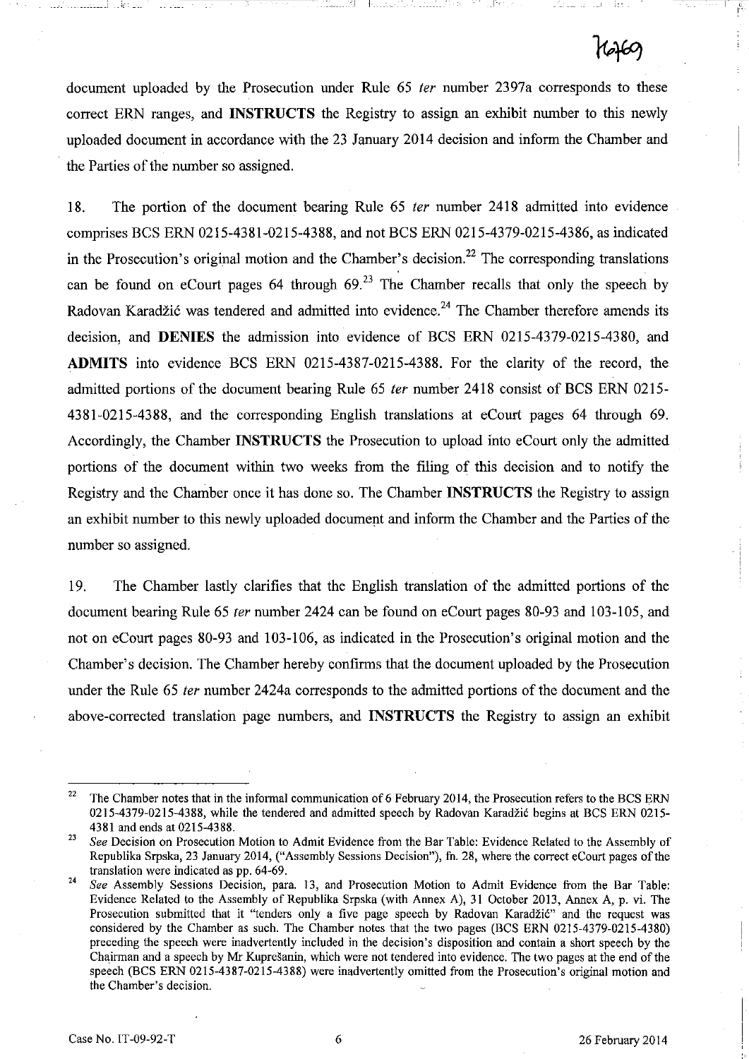document uploaded by the Prosecution under Rule 65 *ter* number 2397a corresponds to these correct ERN ranges, and **INSTRUCTS** the Registry to assign an exhibit number to this newly uploaded document in accordance with the 23 January 2014 decision and inform the Chamber and the Parties of the number so assigned.

18. The portion of the document bearing Rule 65 *ter* number 2418 admitted into evidence comprises BCS ERN 0215-4381-0215-4388, and not BCS ERN 0215-4379-0215-4386, as indicated in the Prosecution's original motion and the Chamber's decision.[22] The corresponding translations can be found on eCourt pages 64 through 69.[23] The Chamber recalls that only the speech by Radovan Karadžić was tendered and admitted into evidence.[24] The Chamber therefore amends its decision, and **DENIES** the admission into evidence of BCS ERN 0215-4379-0215-4380, and **ADMITS** into evidence BCS ERN 0215-4387-0215-4388. For the clarity of the record, the admitted portions of the document bearing Rule 65 *ter* number 2418 consist of BCS ERN 0215-4381-0215-4388, and the corresponding English translations at eCourt pages 64 through 69. Accordingly, the Chamber **INSTRUCTS** the Prosecution to upload into eCourt only the admitted portions of the document within two weeks from the filing of this decision and to notify the Registry and the Chamber once it has done so. The Chamber **INSTRUCTS** the Registry to assign an exhibit number to this newly uploaded document and inform the Chamber and the Parties of the number so assigned.

19. The Chamber lastly clarifies that the English translation of the admitted portions of the document bearing Rule 65 *ter* number 2424 can be found on eCourt pages 80-93 and 103-105, and not on eCourt pages 80-93 and 103-106, as indicated in the Prosecution's original motion and the Chamber's decision. The Chamber hereby confirms that the document uploaded by the Prosecution under the Rule 65 *ter* number 2424a corresponds to the admitted portions of the document and the above-corrected translation page numbers, and **INSTRUCTS** the Registry to assign an exhibit

---

[22] The Chamber notes that in the informal communication of 6 February 2014, the Prosecution refers to the BCS ERN 0215-4379-0215-4388, while the tendered and admitted speech by Radovan Karadžić begins at BCS ERN 0215-4381 and ends at 0215-4388.

[23] *See* Decision on Prosecution Motion to Admit Evidence from the Bar Table: Evidence Related to the Assembly of Republika Srpska, 23 January 2014, ("Assembly Sessions Decision"), fn. 28, where the correct eCourt pages of the translation were indicated as pp. 64-69.

[24] *See* Assembly Sessions Decision, para. 13, and Prosecution Motion to Admit Evidence from the Bar Table: Evidence Related to the Assembly of Republika Srpska (with Annex A), 31 October 2013, Annex A, p. vi. The Prosecution submitted that it "tenders only a five page speech by Radovan Karadžić" and the request was considered by the Chamber as such. The Chamber notes that the two pages (BCS ERN 0215-4379-0215-4380) preceding the speech were inadvertently included in the decision's disposition and contain a short speech by the Chairman and a speech by Mr Kuprešanin, which were not tendered into evidence. The two pages at the end of the speech (BCS ERN 0215-4387-0215-4388) were inadvertently omitted from the Prosecution's original motion and the Chamber's decision.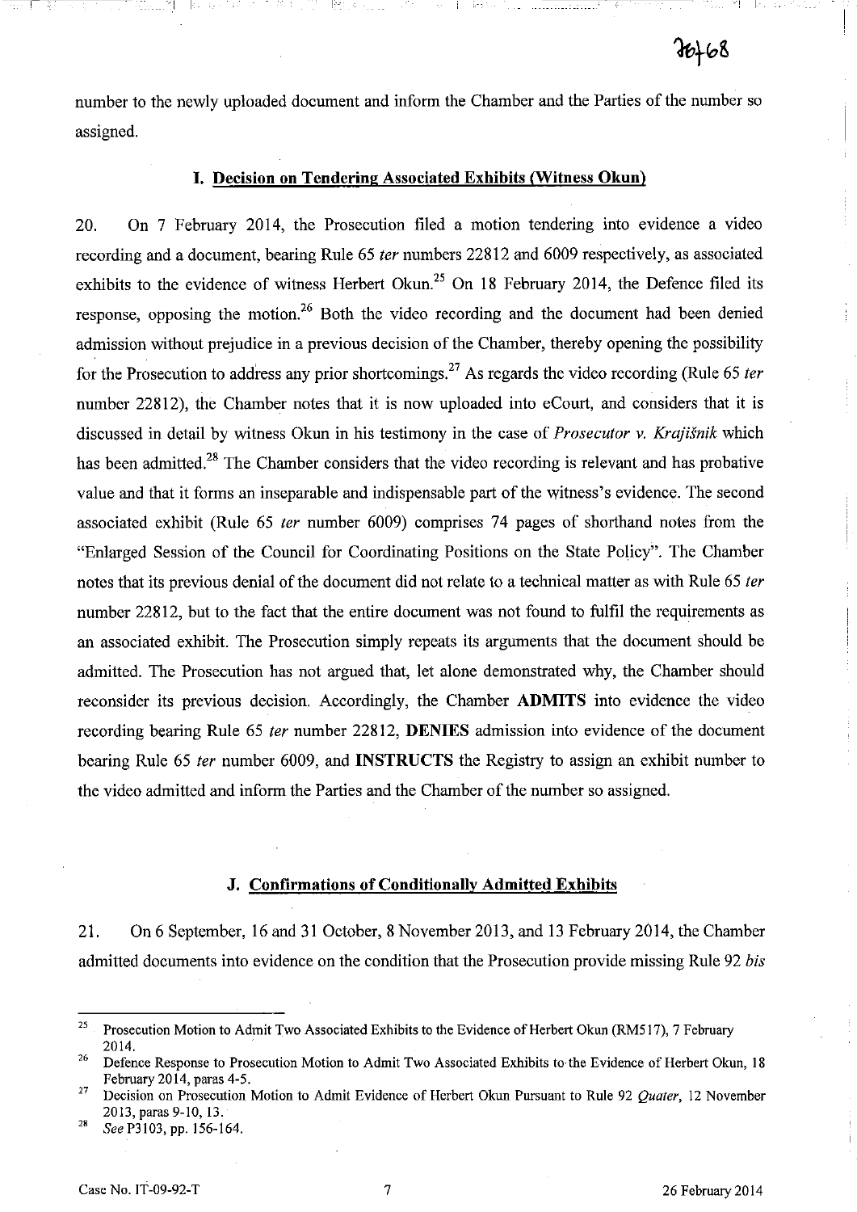number to the newly uploaded document and inform the Chamber and the Parties of the number so assigned.

### I. Decision on Tendering Associated Exhibits (Witness Okun)

20. On 7 February 2014, the Prosecution filed a motion tendering into evidence a video recording and a document, bearing Rule 65 *ter* numbers 22812 and 6009 respectively, as associated exhibits to the evidence of witness Herbert Okun.[25] On 18 February 2014, the Defence filed its response, opposing the motion.[26] Both the video recording and the document had been denied admission without prejudice in a previous decision of the Chamber, thereby opening the possibility for the Prosecution to address any prior shortcomings.[27] As regards the video recording (Rule 65 *ter* number 22812), the Chamber notes that it is now uploaded into eCourt, and considers that it is discussed in detail by witness Okun in his testimony in the case of *Prosecutor v. Krajišnik* which has been admitted.[28] The Chamber considers that the video recording is relevant and has probative value and that it forms an inseparable and indispensable part of the witness's evidence. The second associated exhibit (Rule 65 *ter* number 6009) comprises 74 pages of shorthand notes from the "Enlarged Session of the Council for Coordinating Positions on the State Policy". The Chamber notes that its previous denial of the document did not relate to a technical matter as with Rule 65 *ter* number 22812, but to the fact that the entire document was not found to fulfil the requirements as an associated exhibit. The Prosecution simply repeats its arguments that the document should be admitted. The Prosecution has not argued that, let alone demonstrated why, the Chamber should reconsider its previous decision. Accordingly, the Chamber **ADMITS** into evidence the video recording bearing Rule 65 *ter* number 22812, **DENIES** admission into evidence of the document bearing Rule 65 *ter* number 6009, and **INSTRUCTS** the Registry to assign an exhibit number to the video admitted and inform the Parties and the Chamber of the number so assigned.

### J. Confirmations of Conditionally Admitted Exhibits

21. On 6 September, 16 and 31 October, 8 November 2013, and 13 February 2014, the Chamber admitted documents into evidence on the condition that the Prosecution provide missing Rule 92 *bis*

---

[25] Prosecution Motion to Admit Two Associated Exhibits to the Evidence of Herbert Okun (RM517), 7 February 2014.

[26] Defence Response to Prosecution Motion to Admit Two Associated Exhibits to the Evidence of Herbert Okun, 18 February 2014, paras 4-5.

[27] Decision on Prosecution Motion to Admit Evidence of Herbert Okun Pursuant to Rule 92 *Quater*, 12 November 2013, paras 9-10, 13.

[28] *See* P3103, pp. 156-164.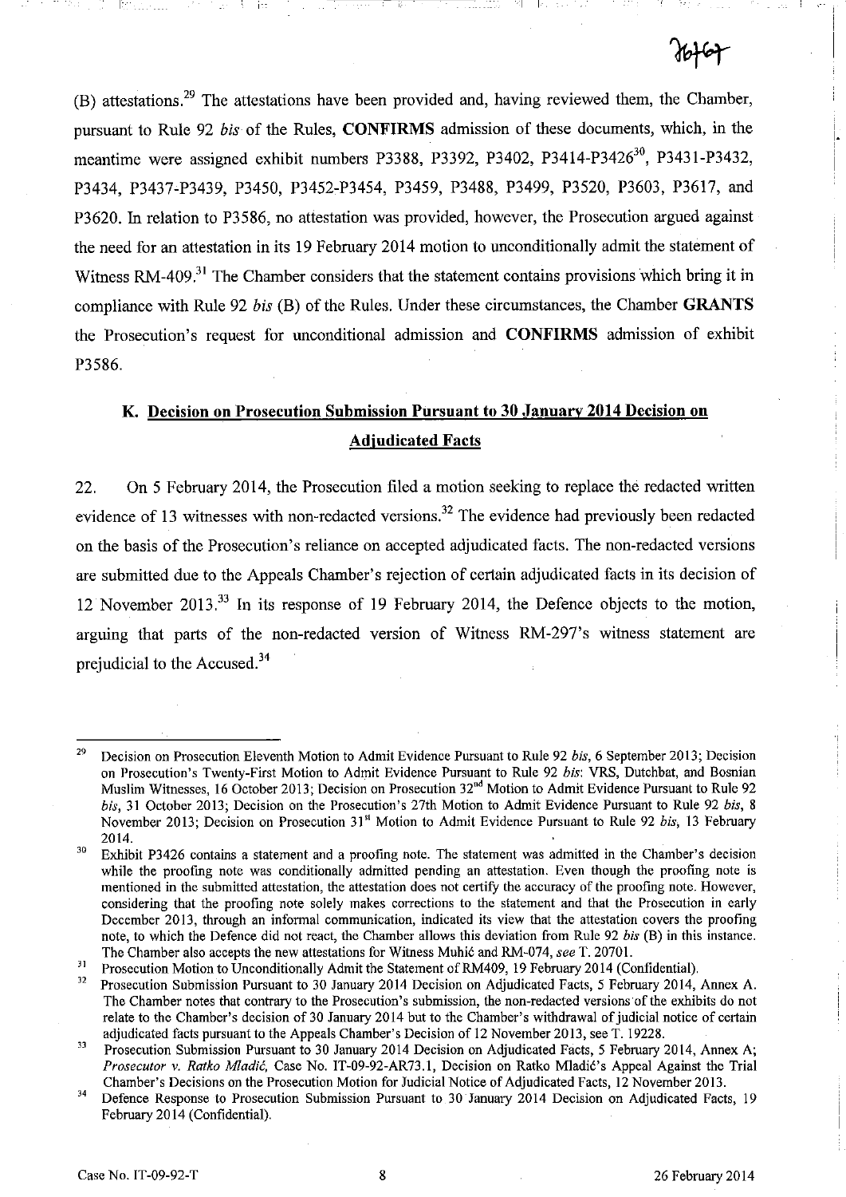(B) attestations.[29] The attestations have been provided and, having reviewed them, the Chamber, pursuant to Rule 92 *bis* of the Rules, **CONFIRMS** admission of these documents, which, in the meantime were assigned exhibit numbers P3388, P3392, P3402, P3414-P3426[30], P3431-P3432, P3434, P3437-P3439, P3450, P3452-P3454, P3459, P3488, P3499, P3520, P3603, P3617, and P3620. In relation to P3586, no attestation was provided, however, the Prosecution argued against the need for an attestation in its 19 February 2014 motion to unconditionally admit the statement of Witness RM-409.[31] The Chamber considers that the statement contains provisions which bring it in compliance with Rule 92 *bis* (B) of the Rules. Under these circumstances, the Chamber **GRANTS** the Prosecution's request for unconditional admission and **CONFIRMS** admission of exhibit P3586.

## K. Decision on Prosecution Submission Pursuant to 30 January 2014 Decision on Adjudicated Facts

22. On 5 February 2014, the Prosecution filed a motion seeking to replace the redacted written evidence of 13 witnesses with non-redacted versions.[32] The evidence had previously been redacted on the basis of the Prosecution's reliance on accepted adjudicated facts. The non-redacted versions are submitted due to the Appeals Chamber's rejection of certain adjudicated facts in its decision of 12 November 2013.[33] In its response of 19 February 2014, the Defence objects to the motion, arguing that parts of the non-redacted version of Witness RM-297's witness statement are prejudicial to the Accused.[34]

---

[29] Decision on Prosecution Eleventh Motion to Admit Evidence Pursuant to Rule 92 *bis*, 6 September 2013; Decision on Prosecution's Twenty-First Motion to Admit Evidence Pursuant to Rule 92 *bis*: VRS, Dutchbat, and Bosnian Muslim Witnesses, 16 October 2013; Decision on Prosecution 32nd Motion to Admit Evidence Pursuant to Rule 92 *bis*, 31 October 2013; Decision on the Prosecution's 27th Motion to Admit Evidence Pursuant to Rule 92 *bis*, 8 November 2013; Decision on Prosecution 31st Motion to Admit Evidence Pursuant to Rule 92 *bis*, 13 February 2014.

[30] Exhibit P3426 contains a statement and a proofing note. The statement was admitted in the Chamber's decision while the proofing note was conditionally admitted pending an attestation. Even though the proofing note is mentioned in the submitted attestation, the attestation does not certify the accuracy of the proofing note. However, considering that the proofing note solely makes corrections to the statement and that the Prosecution in early December 2013, through an informal communication, indicated its view that the attestation covers the proofing note, to which the Defence did not react, the Chamber allows this deviation from Rule 92 *bis* (B) in this instance. The Chamber also accepts the new attestations for Witness Muhić and RM-074, *see* T. 20701.

[31] Prosecution Motion to Unconditionally Admit the Statement of RM409, 19 February 2014 (Confidential).

[32] Prosecution Submission Pursuant to 30 January 2014 Decision on Adjudicated Facts, 5 February 2014, Annex A. The Chamber notes that contrary to the Prosecution's submission, the non-redacted versions of the exhibits do not relate to the Chamber's decision of 30 January 2014 but to the Chamber's withdrawal of judicial notice of certain adjudicated facts pursuant to the Appeals Chamber's Decision of 12 November 2013, see T. 19228.

[33] Prosecution Submission Pursuant to 30 January 2014 Decision on Adjudicated Facts, 5 February 2014, Annex A; *Prosecutor v. Ratko Mladić*, Case No. IT-09-92-AR73.1, Decision on Ratko Mladić's Appeal Against the Trial Chamber's Decisions on the Prosecution Motion for Judicial Notice of Adjudicated Facts, 12 November 2013.

[34] Defence Response to Prosecution Submission Pursuant to 30 January 2014 Decision on Adjudicated Facts, 19 February 2014 (Confidential).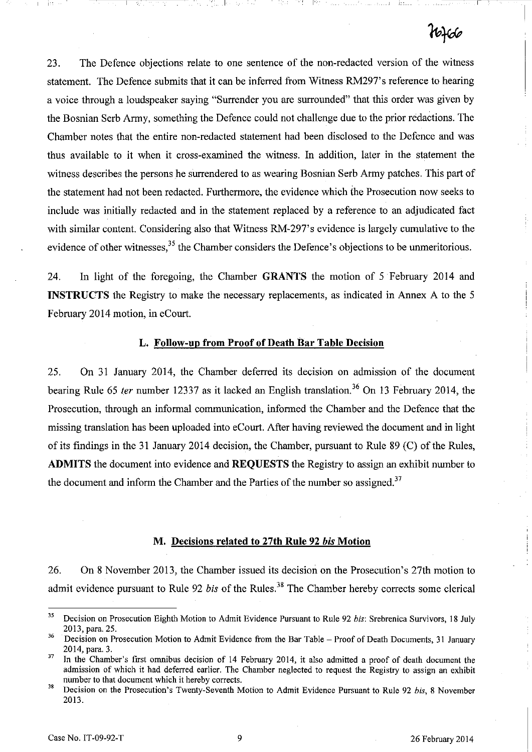23. The Defence objections relate to one sentence of the non-redacted version of the witness statement. The Defence submits that it can be inferred from Witness RM297's reference to hearing a voice through a loudspeaker saying "Surrender you are surrounded" that this order was given by the Bosnian Serb Army, something the Defence could not challenge due to the prior redactions. The Chamber notes that the entire non-redacted statement had been disclosed to the Defence and was thus available to it when it cross-examined the witness. In addition, later in the statement the witness describes the persons he surrendered to as wearing Bosnian Serb Army patches. This part of the statement had not been redacted. Furthermore, the evidence which the Prosecution now seeks to include was initially redacted and in the statement replaced by a reference to an adjudicated fact with similar content. Considering also that Witness RM-297's evidence is largely cumulative to the evidence of other witnesses,[35] the Chamber considers the Defence's objections to be unmeritorious.

24. In light of the foregoing, the Chamber **GRANTS** the motion of 5 February 2014 and **INSTRUCTS** the Registry to make the necessary replacements, as indicated in Annex A to the 5 February 2014 motion, in eCourt.

### L. Follow-up from Proof of Death Bar Table Decision

25. On 31 January 2014, the Chamber deferred its decision on admission of the document bearing Rule 65 *ter* number 12337 as it lacked an English translation.[36] On 13 February 2014, the Prosecution, through an informal communication, informed the Chamber and the Defence that the missing translation has been uploaded into eCourt. After having reviewed the document and in light of its findings in the 31 January 2014 decision, the Chamber, pursuant to Rule 89 (C) of the Rules, **ADMITS** the document into evidence and **REQUESTS** the Registry to assign an exhibit number to the document and inform the Chamber and the Parties of the number so assigned.[37]

### M. Decisions related to 27th Rule 92 *bis* Motion

26. On 8 November 2013, the Chamber issued its decision on the Prosecution's 27th motion to admit evidence pursuant to Rule 92 *bis* of the Rules.[38] The Chamber hereby corrects some clerical

---

[35] Decision on Prosecution Eighth Motion to Admit Evidence Pursuant to Rule 92 *bis*: Srebrenica Survivors, 18 July 2013, para. 25.

[36] Decision on Prosecution Motion to Admit Evidence from the Bar Table – Proof of Death Documents, 31 January 2014, para. 3.

[37] In the Chamber's first omnibus decision of 14 February 2014, it also admitted a proof of death document the admission of which it had deferred earlier. The Chamber neglected to request the Registry to assign an exhibit number to that document which it hereby corrects.

[38] Decision on the Prosecution's Twenty-Seventh Motion to Admit Evidence Pursuant to Rule 92 *bis*, 8 November 2013.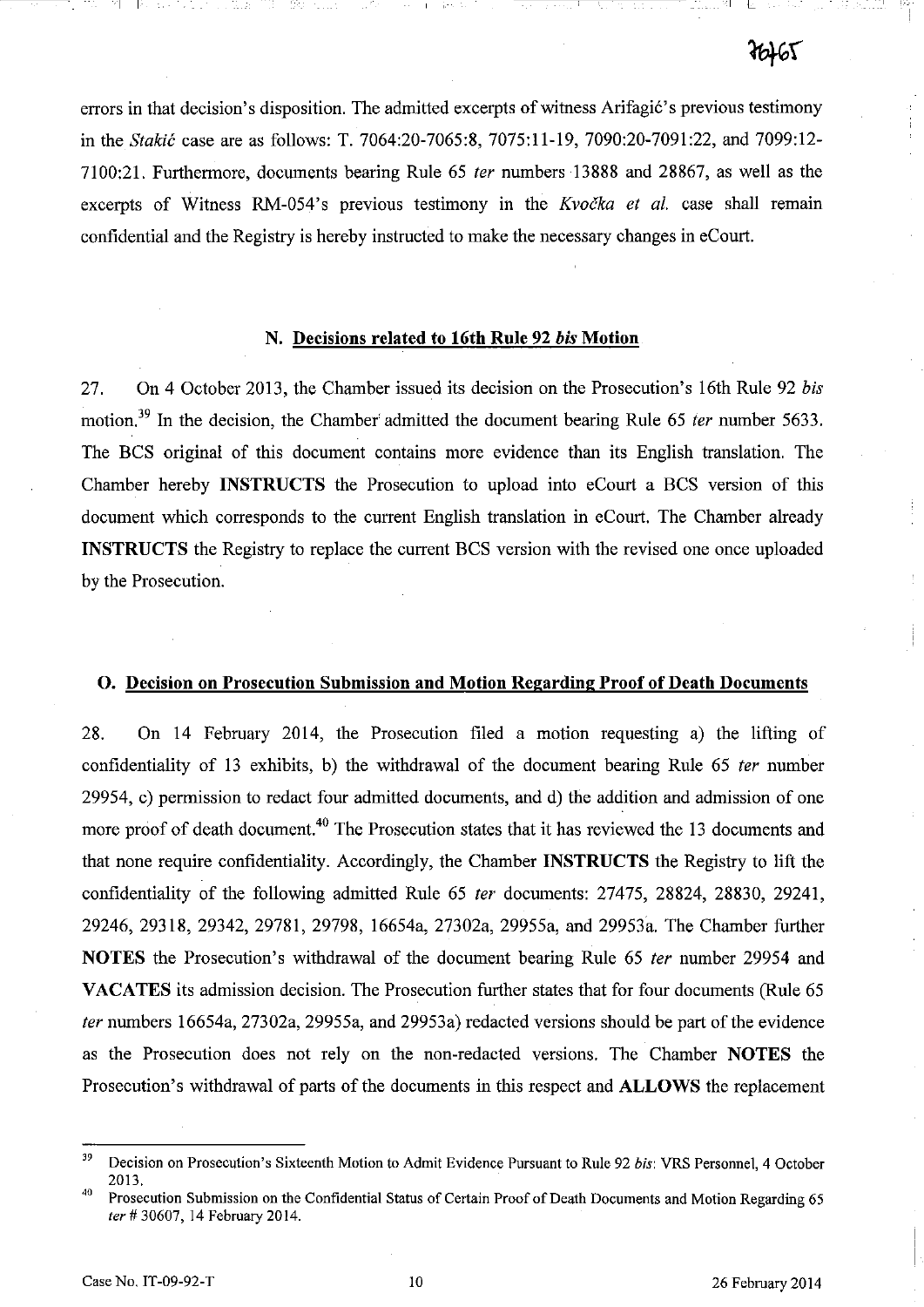errors in that decision's disposition. The admitted excerpts of witness Arifagić's previous testimony in the *Stakić* case are as follows: T. 7064:20-7065:8, 7075:11-19, 7090:20-7091:22, and 7099:12-7100:21. Furthermore, documents bearing Rule 65 *ter* numbers 13888 and 28867, as well as the excerpts of Witness RM-054's previous testimony in the *Kvočka et al.* case shall remain confidential and the Registry is hereby instructed to make the necessary changes in eCourt.

## N. Decisions related to 16th Rule 92 *bis* Motion

27. On 4 October 2013, the Chamber issued its decision on the Prosecution's 16th Rule 92 *bis* motion.[39] In the decision, the Chamber admitted the document bearing Rule 65 *ter* number 5633. The BCS original of this document contains more evidence than its English translation. The Chamber hereby **INSTRUCTS** the Prosecution to upload into eCourt a BCS version of this document which corresponds to the current English translation in eCourt. The Chamber already **INSTRUCTS** the Registry to replace the current BCS version with the revised one once uploaded by the Prosecution.

## O. Decision on Prosecution Submission and Motion Regarding Proof of Death Documents

28. On 14 February 2014, the Prosecution filed a motion requesting a) the lifting of confidentiality of 13 exhibits, b) the withdrawal of the document bearing Rule 65 *ter* number 29954, c) permission to redact four admitted documents, and d) the addition and admission of one more proof of death document.[40] The Prosecution states that it has reviewed the 13 documents and that none require confidentiality. Accordingly, the Chamber **INSTRUCTS** the Registry to lift the confidentiality of the following admitted Rule 65 *ter* documents: 27475, 28824, 28830, 29241, 29246, 29318, 29342, 29781, 29798, 16654a, 27302a, 29955a, and 29953a. The Chamber further **NOTES** the Prosecution's withdrawal of the document bearing Rule 65 *ter* number 29954 and **VACATES** its admission decision. The Prosecution further states that for four documents (Rule 65 *ter* numbers 16654a, 27302a, 29955a, and 29953a) redacted versions should be part of the evidence as the Prosecution does not rely on the non-redacted versions. The Chamber **NOTES** the Prosecution's withdrawal of parts of the documents in this respect and **ALLOWS** the replacement

---

[39] Decision on Prosecution's Sixteenth Motion to Admit Evidence Pursuant to Rule 92 *bis*: VRS Personnel, 4 October 2013.

[40] Prosecution Submission on the Confidential Status of Certain Proof of Death Documents and Motion Regarding 65 *ter* # 30607, 14 February 2014.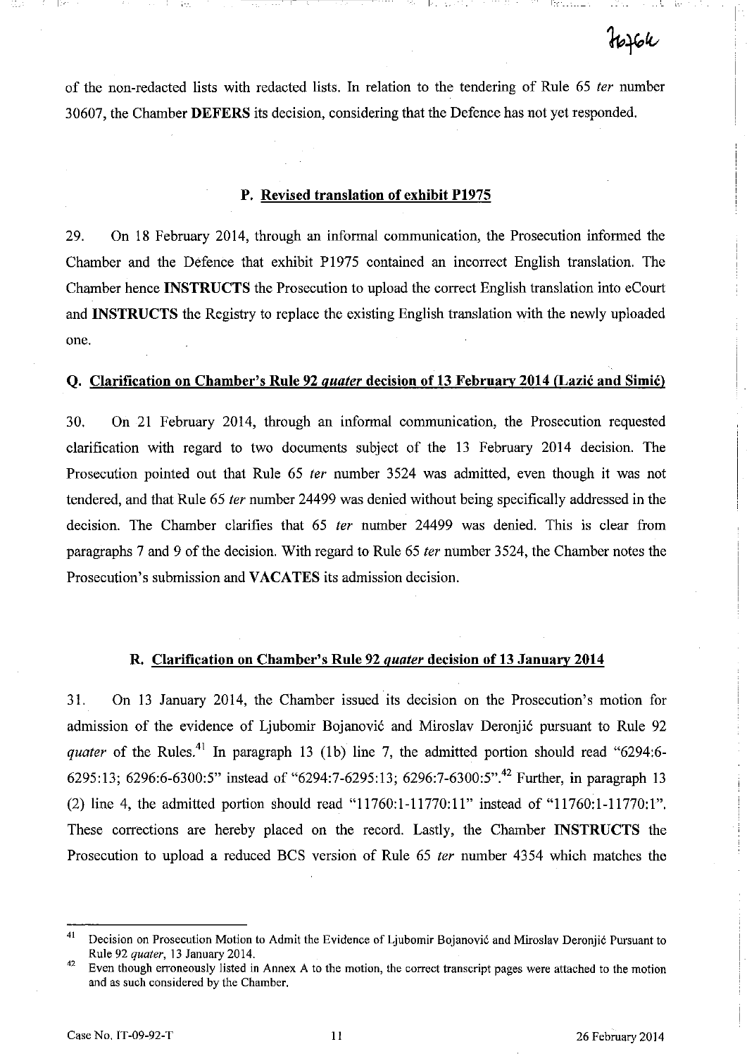of the non-redacted lists with redacted lists. In relation to the tendering of Rule 65 *ter* number 30607, the Chamber **DEFERS** its decision, considering that the Defence has not yet responded.

## P. Revised translation of exhibit P1975

29. On 18 February 2014, through an informal communication, the Prosecution informed the Chamber and the Defence that exhibit P1975 contained an incorrect English translation. The Chamber hence **INSTRUCTS** the Prosecution to upload the correct English translation into eCourt and **INSTRUCTS** the Registry to replace the existing English translation with the newly uploaded one.

## Q. Clarification on Chamber's Rule 92 *quater* decision of 13 February 2014 (Lazić and Simić)

30. On 21 February 2014, through an informal communication, the Prosecution requested clarification with regard to two documents subject of the 13 February 2014 decision. The Prosecution pointed out that Rule 65 *ter* number 3524 was admitted, even though it was not tendered, and that Rule 65 *ter* number 24499 was denied without being specifically addressed in the decision. The Chamber clarifies that 65 *ter* number 24499 was denied. This is clear from paragraphs 7 and 9 of the decision. With regard to Rule 65 *ter* number 3524, the Chamber notes the Prosecution's submission and **VACATES** its admission decision.

## R. Clarification on Chamber's Rule 92 *quater* decision of 13 January 2014

31. On 13 January 2014, the Chamber issued its decision on the Prosecution's motion for admission of the evidence of Ljubomir Bojanović and Miroslav Deronjić pursuant to Rule 92 *quater* of the Rules.[41] In paragraph 13 (1b) line 7, the admitted portion should read "6294:6-6295:13; 6296:6-6300:5" instead of "6294:7-6295:13; 6296:7-6300:5".[42] Further, in paragraph 13 (2) line 4, the admitted portion should read "11760:1-11770:11" instead of "11760:1-11770:1". These corrections are hereby placed on the record. Lastly, the Chamber **INSTRUCTS** the Prosecution to upload a reduced BCS version of Rule 65 *ter* number 4354 which matches the

---

[41] Decision on Prosecution Motion to Admit the Evidence of Ljubomir Bojanović and Miroslav Deronjić Pursuant to Rule 92 *quater*, 13 January 2014.

[42] Even though erroneously listed in Annex A to the motion, the correct transcript pages were attached to the motion and as such considered by the Chamber.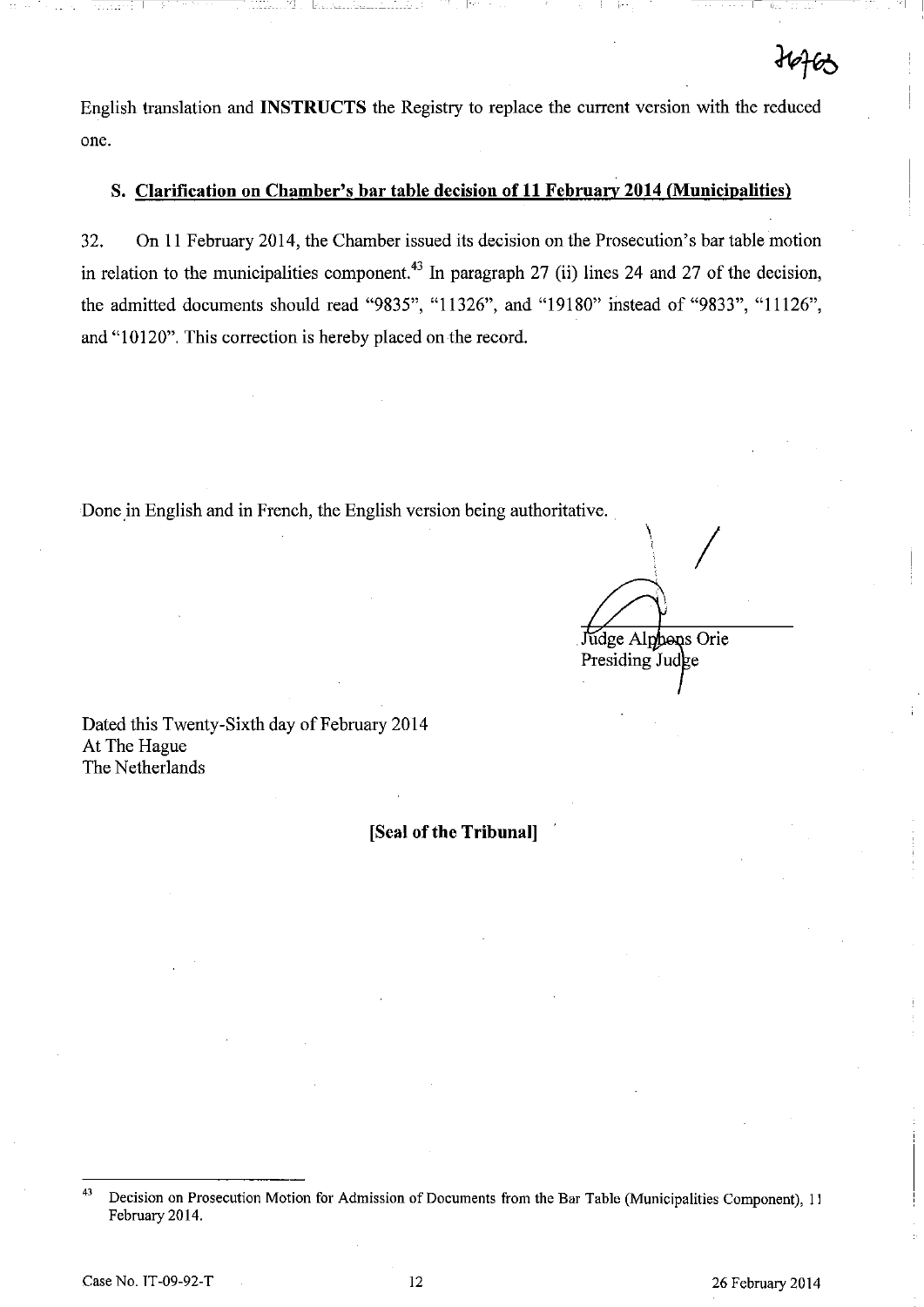English translation and **INSTRUCTS** the Registry to replace the current version with the reduced one.

### S. Clarification on Chamber's bar table decision of 11 February 2014 (Municipalities)

32. On 11 February 2014, the Chamber issued its decision on the Prosecution's bar table motion in relation to the municipalities component.[43] In paragraph 27 (ii) lines 24 and 27 of the decision, the admitted documents should read "9835", "11326", and "19180" instead of "9833", "11126", and "10120". This correction is hereby placed on the record.

Done in English and in French, the English version being authoritative.

Judge Alphons Orie
Presiding Judge

Dated this Twenty-Sixth day of February 2014
At The Hague
The Netherlands

**[Seal of the Tribunal]**

---

[43] Decision on Prosecution Motion for Admission of Documents from the Bar Table (Municipalities Component), 11 February 2014.